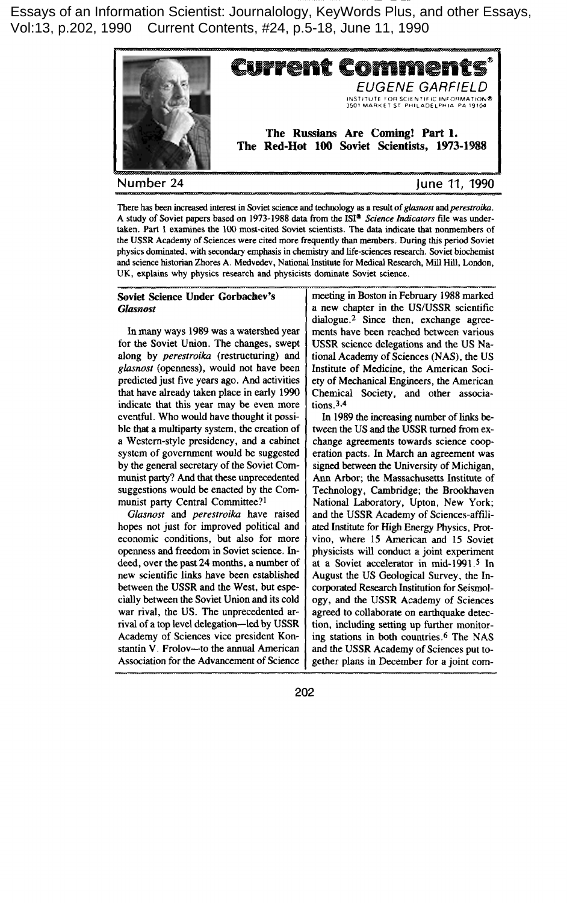Essays of an Information Scientist: Journalology, KeyWords Plus, and other Essays, Vol:13, p.202, 1990 Current Contents, #24, p.5-18, June 11, 1990

# Current Comments®

EUGENE GARFIELD

INSTITUTE FOR SCIENTIFIC INFORMATION®
3501 MARKET ST PHILADELPHIA PA 19104

## The Russians Are Coming! Part 1. The Red-Hot 100 Soviet Scientists, 1973-1988

Number 24 — June 11, 1990

**There has been increased interest in Soviet science and technology as a result of *glasnost* and *perestroika*. A study of Soviet papers based on 1973-1988 data from the ISI® *Science Indicators* file was undertaken. Part 1 examines the 100 most-cited Soviet scientists. The data indicate that nonmembers of the USSR Academy of Sciences were cited more frequently than members. During this period Soviet physics dominated, with secondary emphasis in chemistry and life-sciences research. Soviet biochemist and science historian Zhores A. Medvedev, National Institute for Medical Research, Mill Hill, London, UK, explains why physics research and physicists dominate Soviet science.**

### Soviet Science Under Gorbachev's *Glasnost*

In many ways 1989 was a watershed year for the Soviet Union. The changes, swept along by *perestroika* (restructuring) and *glasnost* (openness), would not have been predicted just five years ago. And activities that have already taken place in early 1990 indicate that this year may be even more eventful. Who would have thought it possible that a multiparty system, the creation of a Western-style presidency, and a cabinet system of government would be suggested by the general secretary of the Soviet Communist party? And that these unprecedented suggestions would be enacted by the Communist party Central Committee?[1]

*Glasnost* and *perestroika* have raised hopes not just for improved political and economic conditions, but also for more openness and freedom in Soviet science. Indeed, over the past 24 months, a number of new scientific links have been established between the USSR and the West, but especially between the Soviet Union and its cold war rival, the US. The unprecedented arrival of a top level delegation—led by USSR Academy of Sciences vice president Konstantin V. Frolov—to the annual American Association for the Advancement of Science meeting in Boston in February 1988 marked a new chapter in the US/USSR scientific dialogue.[2] Since then, exchange agreements have been reached between various USSR science delegations and the US National Academy of Sciences (NAS), the US Institute of Medicine, the American Society of Mechanical Engineers, the American Chemical Society, and other associations.[3,4]

In 1989 the increasing number of links between the US and the USSR turned from exchange agreements towards science cooperation pacts. In March an agreement was signed between the University of Michigan, Ann Arbor; the Massachusetts Institute of Technology, Cambridge; the Brookhaven National Laboratory, Upton, New York; and the USSR Academy of Sciences-affiliated Institute for High Energy Physics, Protvino, where 15 American and 15 Soviet physicists will conduct a joint experiment at a Soviet accelerator in mid-1991.[5] In August the US Geological Survey, the Incorporated Research Institution for Seismology, and the USSR Academy of Sciences agreed to collaborate on earthquake detection, including setting up further monitoring stations in both countries.[6] The NAS and the USSR Academy of Sciences put together plans in December for a joint com-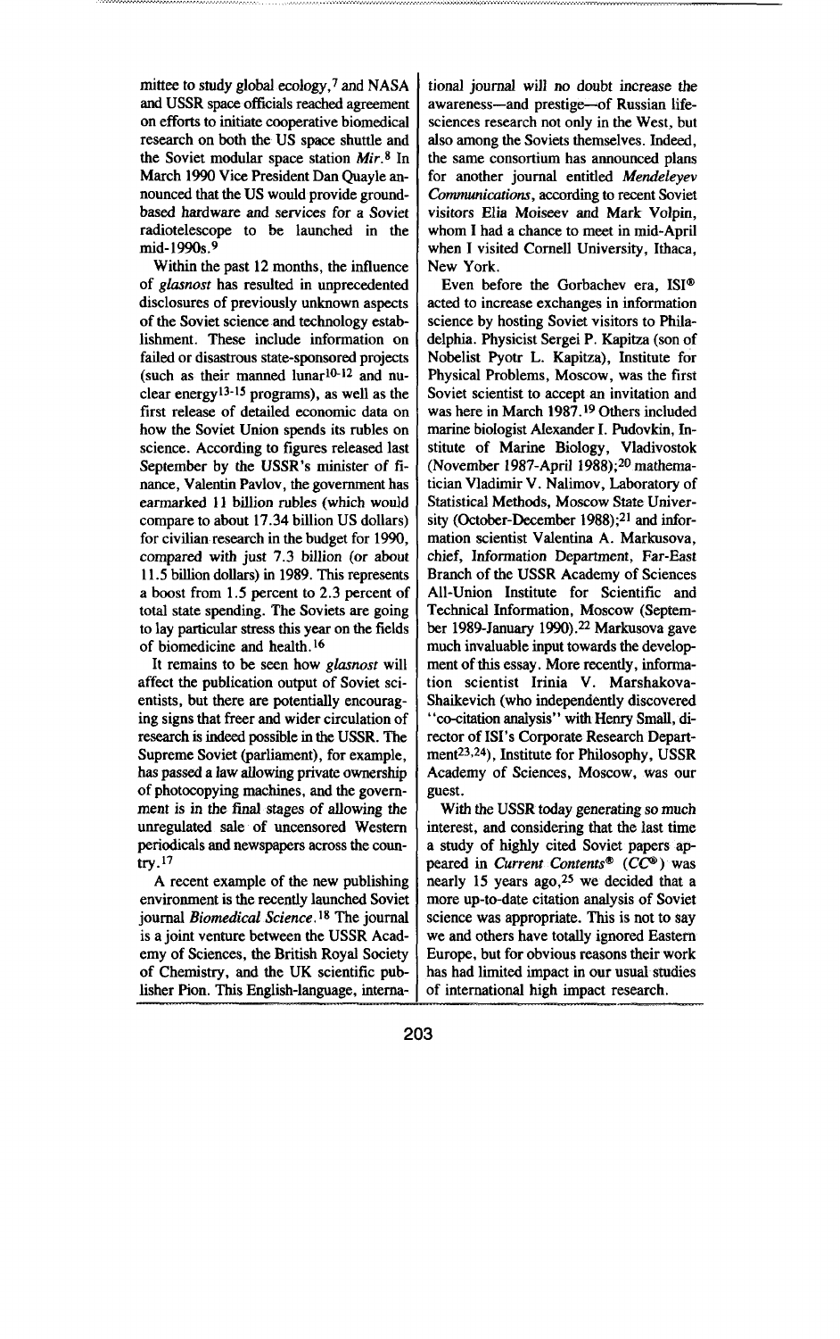mittee to study global ecology,[7] and NASA and USSR space officials reached agreement on efforts to initiate cooperative biomedical research on both the US space shuttle and the Soviet modular space station *Mir*.[8] In March 1990 Vice President Dan Quayle announced that the US would provide ground-based hardware and services for a Soviet radiotelescope to be launched in the mid-1990s.[9]

Within the past 12 months, the influence of *glasnost* has resulted in unprecedented disclosures of previously unknown aspects of the Soviet science and technology establishment. These include information on failed or disastrous state-sponsored projects (such as their manned lunar[10-12] and nuclear energy[13-15] programs), as well as the first release of detailed economic data on how the Soviet Union spends its rubles on science. According to figures released last September by the USSR's minister of finance, Valentin Pavlov, the government has earmarked 11 billion rubles (which would compare to about 17.34 billion US dollars) for civilian research in the budget for 1990, compared with just 7.3 billion (or about 11.5 billion dollars) in 1989. This represents a boost from 1.5 percent to 2.3 percent of total state spending. The Soviets are going to lay particular stress this year on the fields of biomedicine and health.[16]

It remains to be seen how *glasnost* will affect the publication output of Soviet scientists, but there are potentially encouraging signs that freer and wider circulation of research is indeed possible in the USSR. The Supreme Soviet (parliament), for example, has passed a law allowing private ownership of photocopying machines, and the government is in the final stages of allowing the unregulated sale of uncensored Western periodicals and newspapers across the country.[17]

A recent example of the new publishing environment is the recently launched Soviet journal *Biomedical Science*.[18] The journal is a joint venture between the USSR Academy of Sciences, the British Royal Society of Chemistry, and the UK scientific publisher Pion. This English-language, international journal will no doubt increase the awareness—and prestige—of Russian life-sciences research not only in the West, but also among the Soviets themselves. Indeed, the same consortium has announced plans for another journal entitled *Mendeleyev Communications*, according to recent Soviet visitors Elia Moiseev and Mark Volpin, whom I had a chance to meet in mid-April when I visited Cornell University, Ithaca, New York.

Even before the Gorbachev era, ISI® acted to increase exchanges in information science by hosting Soviet visitors to Philadelphia. Physicist Sergei P. Kapitza (son of Nobelist Pyotr L. Kapitza), Institute for Physical Problems, Moscow, was the first Soviet scientist to accept an invitation and was here in March 1987.[19] Others included marine biologist Alexander I. Pudovkin, Institute of Marine Biology, Vladivostok (November 1987-April 1988);[20] mathematician Vladimir V. Nalimov, Laboratory of Statistical Methods, Moscow State University (October-December 1988);[21] and information scientist Valentina A. Markusova, chief, Information Department, Far-East Branch of the USSR Academy of Sciences All-Union Institute for Scientific and Technical Information, Moscow (September 1989-January 1990).[22] Markusova gave much invaluable input towards the development of this essay. More recently, information scientist Irinia V. Marshakova-Shaikevich (who independently discovered "co-citation analysis" with Henry Small, director of ISI's Corporate Research Department[23,24]), Institute for Philosophy, USSR Academy of Sciences, Moscow, was our guest.

With the USSR today generating so much interest, and considering that the last time a study of highly cited Soviet papers appeared in *Current Contents*® (*CC*®) was nearly 15 years ago,[25] we decided that a more up-to-date citation analysis of Soviet science was appropriate. This is not to say we and others have totally ignored Eastern Europe, but for obvious reasons their work has had limited impact in our usual studies of international high impact research.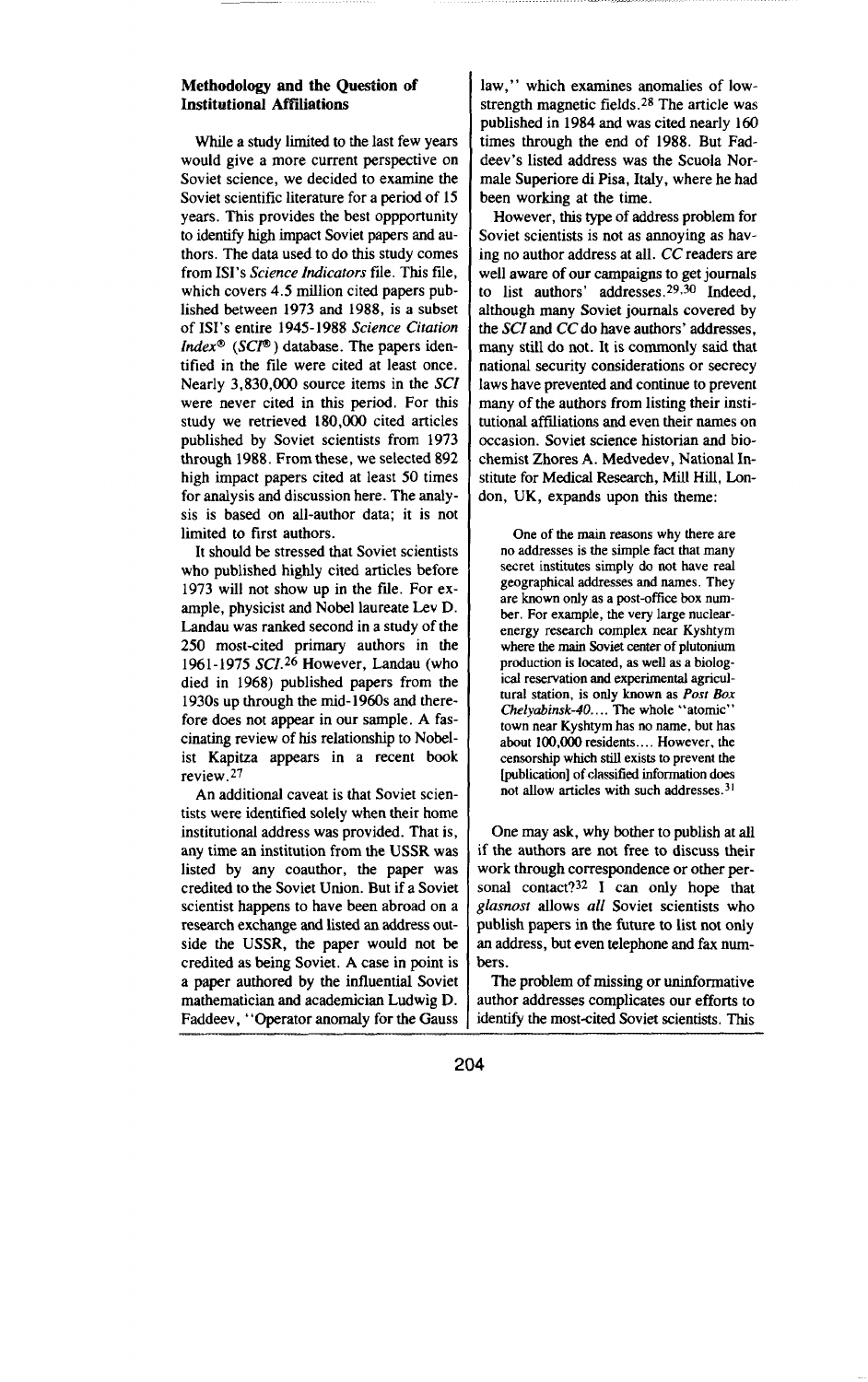**Methodology and the Question of Institutional Affiliations**

While a study limited to the last few years would give a more current perspective on Soviet science, we decided to examine the Soviet scientific literature for a period of 15 years. This provides the best oppportunity to identify high impact Soviet papers and authors. The data used to do this study comes from ISI's *Science Indicators* file. This file, which covers 4.5 million cited papers published between 1973 and 1988, is a subset of ISI's entire 1945-1988 *Science Citation Index®* (*SCI®*) database. The papers identified in the file were cited at least once. Nearly 3,830,000 source items in the *SCI* were never cited in this period. For this study we retrieved 180,000 cited articles published by Soviet scientists from 1973 through 1988. From these, we selected 892 high impact papers cited at least 50 times for analysis and discussion here. The analysis is based on all-author data; it is not limited to first authors.

It should be stressed that Soviet scientists who published highly cited articles before 1973 will not show up in the file. For example, physicist and Nobel laureate Lev D. Landau was ranked second in a study of the 250 most-cited primary authors in the 1961-1975 *SCI*.[26] However, Landau (who died in 1968) published papers from the 1930s up through the mid-1960s and therefore does not appear in our sample. A fascinating review of his relationship to Nobelist Kapitza appears in a recent book review.[27]

An additional caveat is that Soviet scientists were identified solely when their home institutional address was provided. That is, any time an institution from the USSR was listed by any coauthor, the paper was credited to the Soviet Union. But if a Soviet scientist happens to have been abroad on a research exchange and listed an address outside the USSR, the paper would not be credited as being Soviet. A case in point is a paper authored by the influential Soviet mathematician and academician Ludwig D. Faddeev, "Operator anomaly for the Gauss law," which examines anomalies of low-strength magnetic fields.[28] The article was published in 1984 and was cited nearly 160 times through the end of 1988. But Faddeev's listed address was the Scuola Normale Superiore di Pisa, Italy, where he had been working at the time.

However, this type of address problem for Soviet scientists is not as annoying as having no author address at all. *CC* readers are well aware of our campaigns to get journals to list authors' addresses.[29,30] Indeed, although many Soviet journals covered by the *SCI* and *CC* do have authors' addresses, many still do not. It is commonly said that national security considerations or secrecy laws have prevented and continue to prevent many of the authors from listing their institutional affiliations and even their names on occasion. Soviet science historian and biochemist Zhores A. Medvedev, National Institute for Medical Research, Mill Hill, London, UK, expands upon this theme:

> One of the main reasons why there are no addresses is the simple fact that many secret institutes simply do not have real geographical addresses and names. They are known only as a post-office box number. For example, the very large nuclear-energy research complex near Kyshtym where the main Soviet center of plutonium production is located, as well as a biological reservation and experimental agricultural station, is only known as *Post Box Chelyabinsk-40*.... The whole "atomic" town near Kyshtym has no name, but has about 100,000 residents.... However, the censorship which still exists to prevent the [publication] of classified information does not allow articles with such addresses.[31]

One may ask, why bother to publish at all if the authors are not free to discuss their work through correspondence or other personal contact?[32] I can only hope that *glasnost* allows *all* Soviet scientists who publish papers in the future to list not only an address, but even telephone and fax numbers.

The problem of missing or uninformative author addresses complicates our efforts to identify the most-cited Soviet scientists. This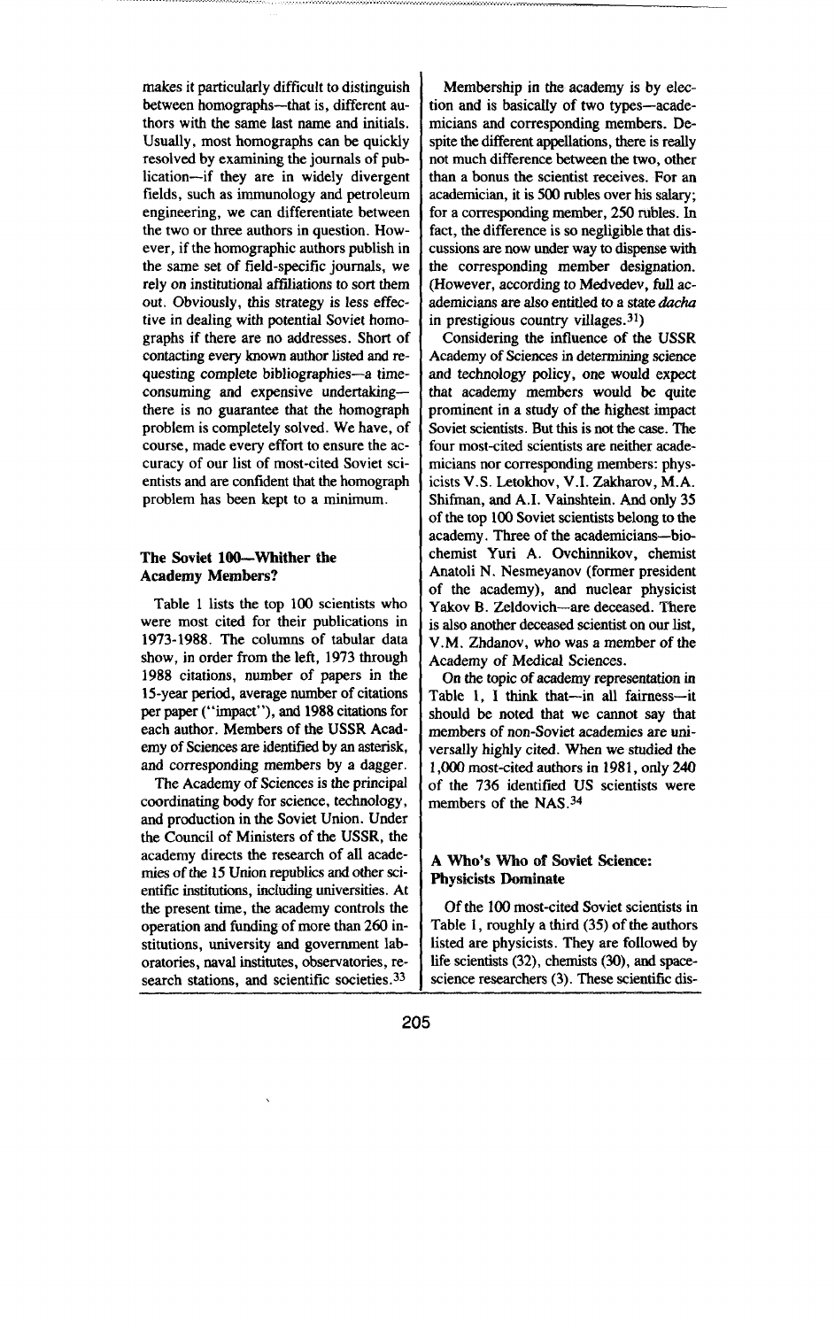makes it particularly difficult to distinguish between homographs—that is, different authors with the same last name and initials. Usually, most homographs can be quickly resolved by examining the journals of publication—if they are in widely divergent fields, such as immunology and petroleum engineering, we can differentiate between the two or three authors in question. However, if the homographic authors publish in the same set of field-specific journals, we rely on institutional affiliations to sort them out. Obviously, this strategy is less effective in dealing with potential Soviet homographs if there are no addresses. Short of contacting every known author listed and requesting complete bibliographies—a time-consuming and expensive undertaking—there is no guarantee that the homograph problem is completely solved. We have, of course, made every effort to ensure the accuracy of our list of most-cited Soviet scientists and are confident that the homograph problem has been kept to a minimum.

## The Soviet 100—Whither the Academy Members?

Table 1 lists the top 100 scientists who were most cited for their publications in 1973-1988. The columns of tabular data show, in order from the left, 1973 through 1988 citations, number of papers in the 15-year period, average number of citations per paper ("impact"), and 1988 citations for each author. Members of the USSR Academy of Sciences are identified by an asterisk, and corresponding members by a dagger.

The Academy of Sciences is the principal coordinating body for science, technology, and production in the Soviet Union. Under the Council of Ministers of the USSR, the academy directs the research of all academies of the 15 Union republics and other scientific institutions, including universities. At the present time, the academy controls the operation and funding of more than 260 institutions, university and government laboratories, naval institutes, observatories, research stations, and scientific societies.[33]

Membership in the academy is by election and is basically of two types—academicians and corresponding members. Despite the different appellations, there is really not much difference between the two, other than a bonus the scientist receives. For an academician, it is 500 rubles over his salary; for a corresponding member, 250 rubles. In fact, the difference is so negligible that discussions are now under way to dispense with the corresponding member designation. (However, according to Medvedev, full academicians are also entitled to a state *dacha* in prestigious country villages.[31])

Considering the influence of the USSR Academy of Sciences in determining science and technology policy, one would expect that academy members would be quite prominent in a study of the highest impact Soviet scientists. But this is not the case. The four most-cited scientists are neither academicians nor corresponding members: physicists V.S. Letokhov, V.I. Zakharov, M.A. Shifman, and A.I. Vainshtein. And only 35 of the top 100 Soviet scientists belong to the academy. Three of the academicians—biochemist Yuri A. Ovchinnikov, chemist Anatoli N. Nesmeyanov (former president of the academy), and nuclear physicist Yakov B. Zeldovich—are deceased. There is also another deceased scientist on our list, V.M. Zhdanov, who was a member of the Academy of Medical Sciences.

On the topic of academy representation in Table 1, I think that—in all fairness—it should be noted that we cannot say that members of non-Soviet academies are universally highly cited. When we studied the 1,000 most-cited authors in 1981, only 240 of the 736 identified US scientists were members of the NAS.[34]

## A Who's Who of Soviet Science: Physicists Dominate

Of the 100 most-cited Soviet scientists in Table 1, roughly a third (35) of the authors listed are physicists. They are followed by life scientists (32), chemists (30), and space-science researchers (3). These scientific dis-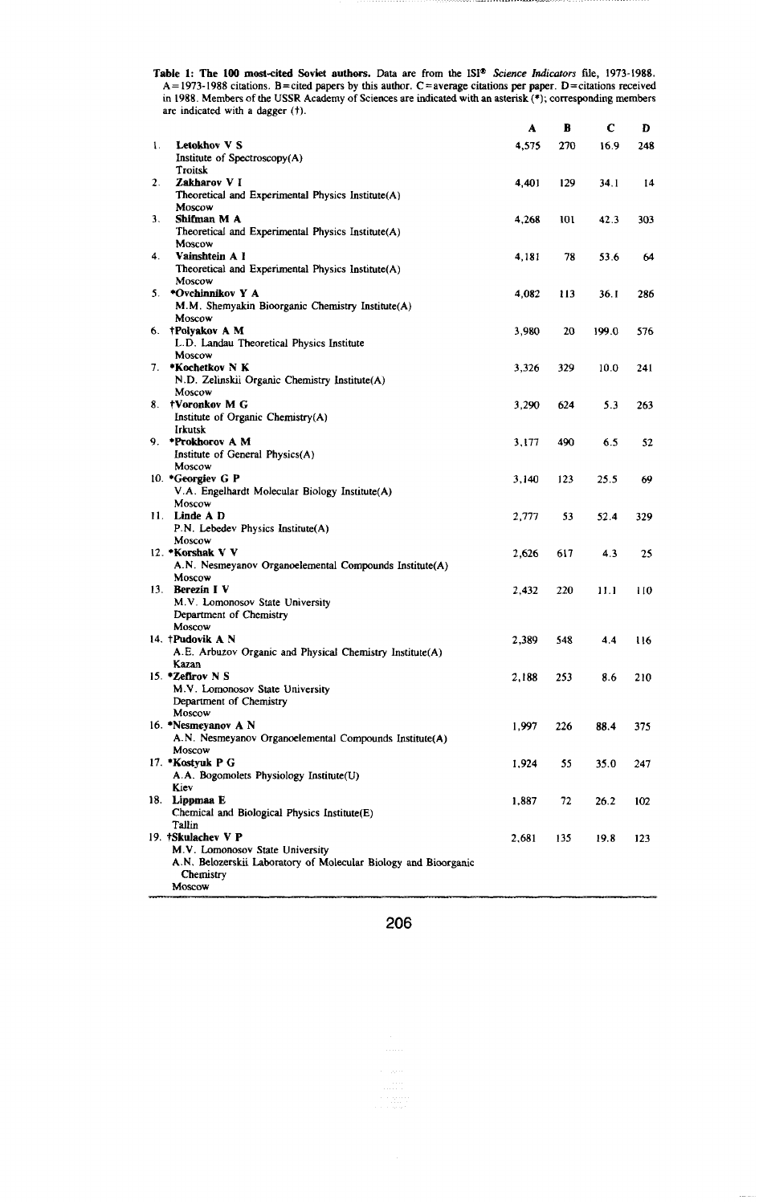**Table 1: The 100 most-cited Soviet authors.** Data are from the ISI® *Science Indicators* file, 1973-1988. A = 1973-1988 citations. B = cited papers by this author. C = average citations per paper. D = citations received in 1988. Members of the USSR Academy of Sciences are indicated with an asterisk (*); corresponding members are indicated with a dagger (†).

| | | A | B | C | D |
|---|---|---|---|---|---|
| 1. | **Letokhov V S**<br>Institute of Spectroscopy(A)<br>Troitsk | 4,575 | 270 | 16.9 | 248 |
| 2. | **Zakharov V I**<br>Theoretical and Experimental Physics Institute(A)<br>Moscow | 4,401 | 129 | 34.1 | 14 |
| 3. | **Shifman M A**<br>Theoretical and Experimental Physics Institute(A)<br>Moscow | 4,268 | 101 | 42.3 | 303 |
| 4. | **Vainshtein A I**<br>Theoretical and Experimental Physics Institute(A)<br>Moscow | 4,181 | 78 | 53.6 | 64 |
| 5. | ***Ovchinnikov Y A**<br>M.M. Shemyakin Bioorganic Chemistry Institute(A)<br>Moscow | 4,082 | 113 | 36.1 | 286 |
| 6. | **†Polyakov A M**<br>L.D. Landau Theoretical Physics Institute<br>Moscow | 3,980 | 20 | 199.0 | 576 |
| 7. | ***Kochetkov N K**<br>N.D. Zelinskii Organic Chemistry Institute(A)<br>Moscow | 3,326 | 329 | 10.0 | 241 |
| 8. | **†Voronkov M G**<br>Institute of Organic Chemistry(A)<br>Irkutsk | 3,290 | 624 | 5.3 | 263 |
| 9. | ***Prokhorov A M**<br>Institute of General Physics(A)<br>Moscow | 3,177 | 490 | 6.5 | 52 |
| 10. | ***Georgiev G P**<br>V.A. Engelhardt Molecular Biology Institute(A)<br>Moscow | 3,140 | 123 | 25.5 | 69 |
| 11. | **Linde A D**<br>P.N. Lebedev Physics Institute(A)<br>Moscow | 2,777 | 53 | 52.4 | 329 |
| 12. | ***Korshak V V**<br>A.N. Nesmeyanov Organoelemental Compounds Institute(A)<br>Moscow | 2,626 | 617 | 4.3 | 25 |
| 13. | **Berezin I V**<br>M.V. Lomonosov State University<br>Department of Chemistry<br>Moscow | 2,432 | 220 | 11.1 | 110 |
| 14. | **†Pudovik A N**<br>A.E. Arbuzov Organic and Physical Chemistry Institute(A)<br>Kazan | 2,389 | 548 | 4.4 | 116 |
| 15. | ***Zefirov N S**<br>M.V. Lomonosov State University<br>Department of Chemistry<br>Moscow | 2,188 | 253 | 8.6 | 210 |
| 16. | ***Nesmeyanov A N**<br>A.N. Nesmeyanov Organoelemental Compounds Institute(A)<br>Moscow | 1,997 | 226 | 88.4 | 375 |
| 17. | ***Kostyuk P G**<br>A.A. Bogomolets Physiology Institute(U)<br>Kiev | 1,924 | 55 | 35.0 | 247 |
| 18. | **Lippmaa E**<br>Chemical and Biological Physics Institute(E)<br>Tallin | 1,887 | 72 | 26.2 | 102 |
| 19. | **†Skulachev V P**<br>M.V. Lomonosov State University<br>A.N. Belozerskii Laboratory of Molecular Biology and Bioorganic Chemistry<br>Moscow | 2,681 | 135 | 19.8 | 123 |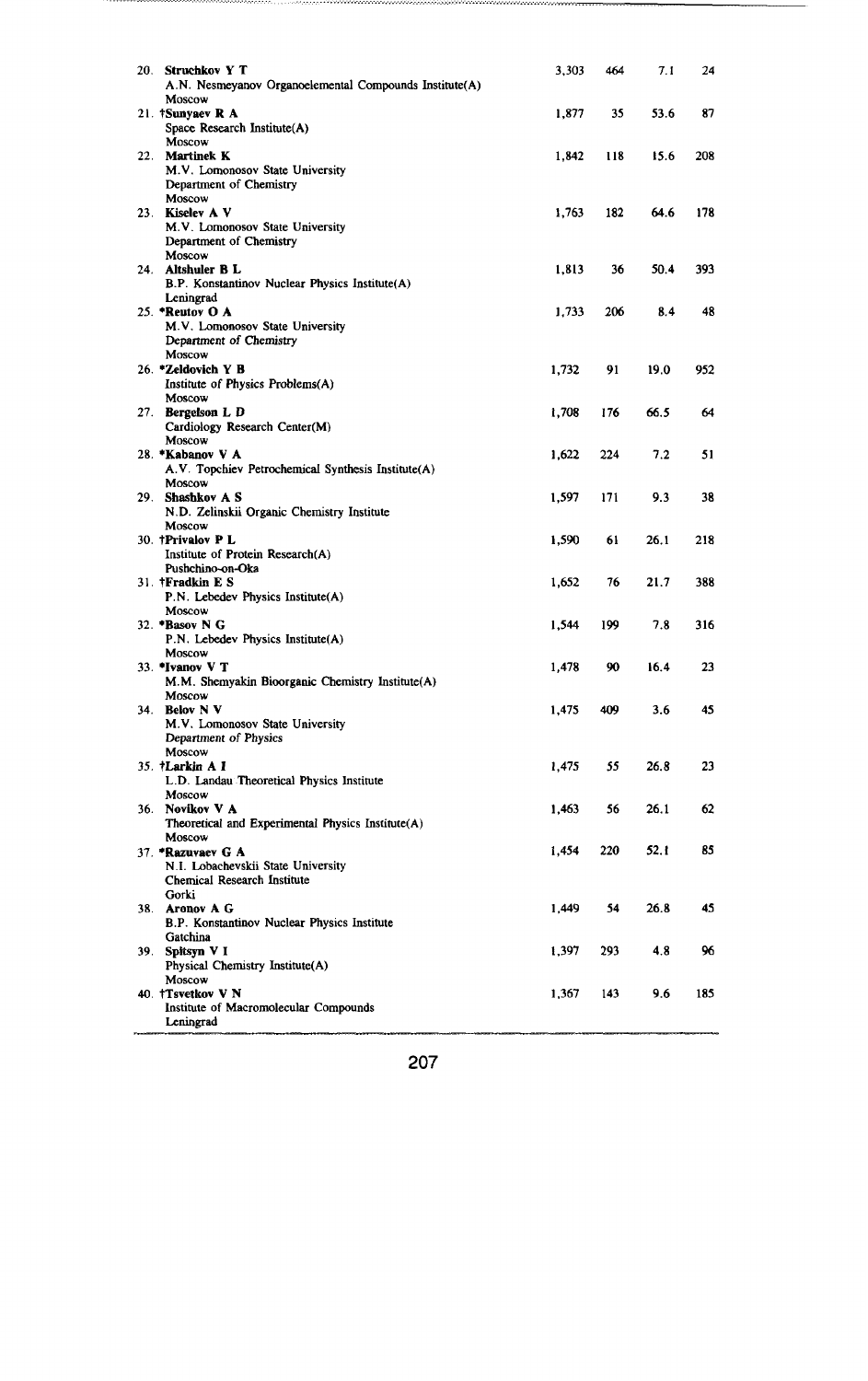| | | | | | |
|---|---|---|---|---|---|
| 20. | **Struchkov Y T**<br>A.N. Nesmeyanov Organoelemental Compounds Institute(A)<br>Moscow | 3,303 | 464 | 7.1 | 24 |
| 21. | **†Sunyaev R A**<br>Space Research Institute(A)<br>Moscow | 1,877 | 35 | 53.6 | 87 |
| 22. | **Martinek K**<br>M.V. Lomonosov State University<br>Department of Chemistry<br>Moscow | 1,842 | 118 | 15.6 | 208 |
| 23. | **Kiselev A V**<br>M.V. Lomonosov State University<br>Department of Chemistry<br>Moscow | 1,763 | 182 | 64.6 | 178 |
| 24. | **Altshuler B L**<br>B.P. Konstantinov Nuclear Physics Institute(A)<br>Leningrad | 1,813 | 36 | 50.4 | 393 |
| 25. | ***Reutov O A**<br>M.V. Lomonosov State University<br>Department of Chemistry<br>Moscow | 1,733 | 206 | 8.4 | 48 |
| 26. | ***Zeldovich Y B**<br>Institute of Physics Problems(A)<br>Moscow | 1,732 | 91 | 19.0 | 952 |
| 27. | **Bergelson L D**<br>Cardiology Research Center(M)<br>Moscow | 1,708 | 176 | 66.5 | 64 |
| 28. | ***Kabanov V A**<br>A.V. Topchiev Petrochemical Synthesis Institute(A)<br>Moscow | 1,622 | 224 | 7.2 | 51 |
| 29. | **Shashkov A S**<br>N.D. Zelinskii Organic Chemistry Institute<br>Moscow | 1,597 | 171 | 9.3 | 38 |
| 30. | **†Privalov P L**<br>Institute of Protein Research(A)<br>Pushchino-on-Oka | 1,590 | 61 | 26.1 | 218 |
| 31. | **†Fradkin E S**<br>P.N. Lebedev Physics Institute(A)<br>Moscow | 1,652 | 76 | 21.7 | 388 |
| 32. | ***Basov N G**<br>P.N. Lebedev Physics Institute(A)<br>Moscow | 1,544 | 199 | 7.8 | 316 |
| 33. | ***Ivanov V T**<br>M.M. Shemyakin Bioorganic Chemistry Institute(A)<br>Moscow | 1,478 | 90 | 16.4 | 23 |
| 34. | **Belov N V**<br>M.V. Lomonosov State University<br>Department of Physics<br>Moscow | 1,475 | 409 | 3.6 | 45 |
| 35. | **†Larkin A I**<br>L.D. Landau Theoretical Physics Institute<br>Moscow | 1,475 | 55 | 26.8 | 23 |
| 36. | **Novikov V A**<br>Theoretical and Experimental Physics Institute(A)<br>Moscow | 1,463 | 56 | 26.1 | 62 |
| 37. | ***Razuvaev G A**<br>N.I. Lobachevskii State University<br>Chemical Research Institute<br>Gorki | 1,454 | 220 | 52.1 | 85 |
| 38. | **Aronov A G**<br>B.P. Konstantinov Nuclear Physics Institute<br>Gatchina | 1,449 | 54 | 26.8 | 45 |
| 39. | **Spitsyn V I**<br>Physical Chemistry Institute(A)<br>Moscow | 1,397 | 293 | 4.8 | 96 |
| 40. | **†Tsvetkov V N**<br>Institute of Macromolecular Compounds<br>Leningrad | 1,367 | 143 | 9.6 | 185 |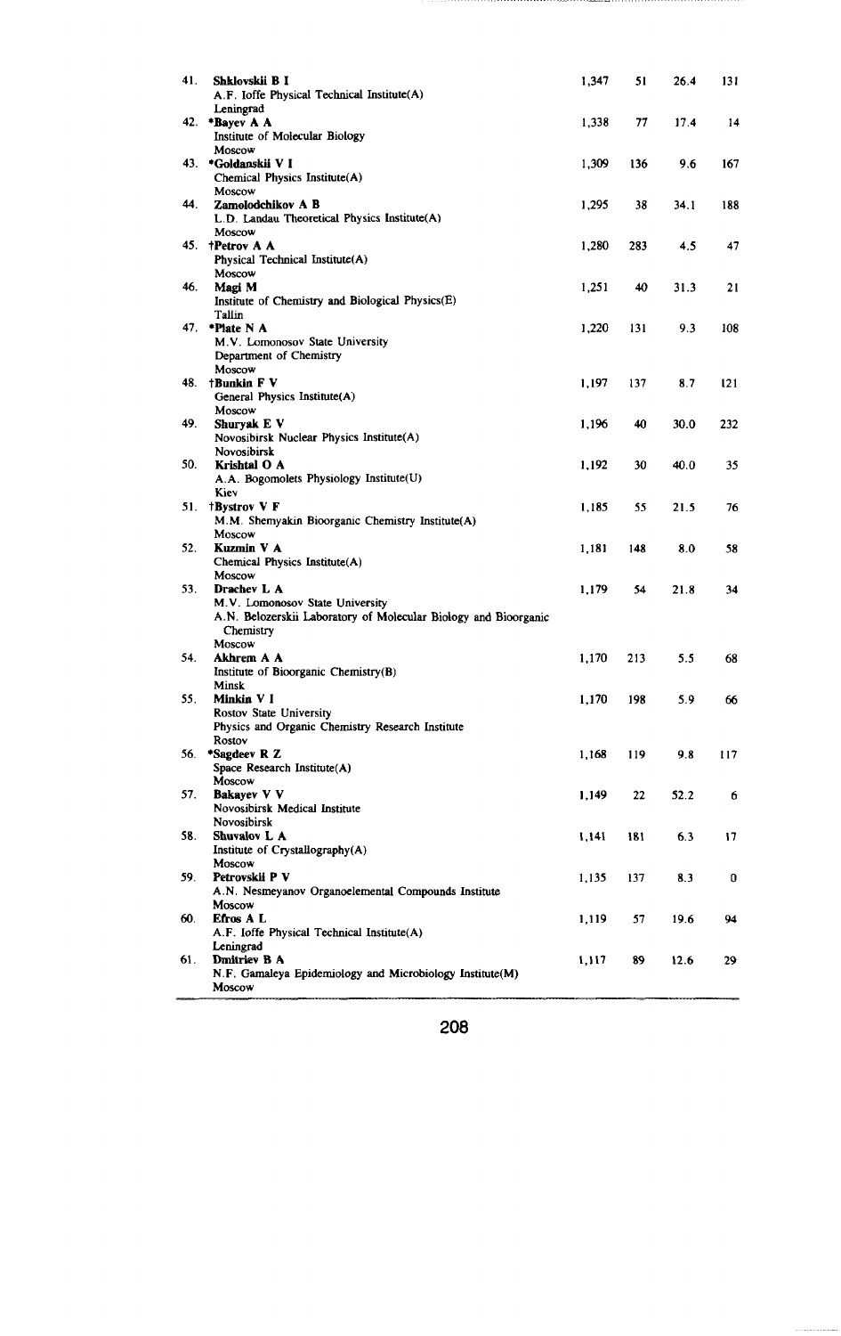| No. | Name / Institution | | | | |
|---|---|---|---|---|---|
| 41. | **Shklovskii B I**<br>A.F. Ioffe Physical Technical Institute(A)<br>Leningrad | 1,347 | 51 | 26.4 | 131 |
| 42. | ***Bayev A A**<br>Institute of Molecular Biology<br>Moscow | 1,338 | 77 | 17.4 | 14 |
| 43. | ***Goldanskii V I**<br>Chemical Physics Institute(A)<br>Moscow | 1,309 | 136 | 9.6 | 167 |
| 44. | **Zamolodchikov A B**<br>L.D. Landau Theoretical Physics Institute(A)<br>Moscow | 1,295 | 38 | 34.1 | 188 |
| 45. | **†Petrov A A**<br>Physical Technical Institute(A)<br>Moscow | 1,280 | 283 | 4.5 | 47 |
| 46. | **Magi M**<br>Institute of Chemistry and Biological Physics(E)<br>Tallin | 1,251 | 40 | 31.3 | 21 |
| 47. | ***Plate N A**<br>M.V. Lomonosov State University<br>Department of Chemistry<br>Moscow | 1,220 | 131 | 9.3 | 108 |
| 48. | **†Bunkin F V**<br>General Physics Institute(A)<br>Moscow | 1,197 | 137 | 8.7 | 121 |
| 49. | **Shuryak E V**<br>Novosibirsk Nuclear Physics Institute(A)<br>Novosibirsk | 1,196 | 40 | 30.0 | 232 |
| 50. | **Krishtal O A**<br>A.A. Bogomolets Physiology Institute(U)<br>Kiev | 1,192 | 30 | 40.0 | 35 |
| 51. | **†Bystrov V F**<br>M.M. Shemyakin Bioorganic Chemistry Institute(A)<br>Moscow | 1,185 | 55 | 21.5 | 76 |
| 52. | **Kuzmin V A**<br>Chemical Physics Institute(A)<br>Moscow | 1,181 | 148 | 8.0 | 58 |
| 53. | **Drachev L A**<br>M.V. Lomonosov State University<br>A.N. Belozerskii Laboratory of Molecular Biology and Bioorganic Chemistry<br>Moscow | 1,179 | 54 | 21.8 | 34 |
| 54. | **Akhrem A A**<br>Institute of Bioorganic Chemistry(B)<br>Minsk | 1,170 | 213 | 5.5 | 68 |
| 55. | **Minkin V I**<br>Rostov State University<br>Physics and Organic Chemistry Research Institute<br>Rostov | 1,170 | 198 | 5.9 | 66 |
| 56. | ***Sagdeev R Z**<br>Space Research Institute(A)<br>Moscow | 1,168 | 119 | 9.8 | 117 |
| 57. | **Bakayev V V**<br>Novosibirsk Medical Institute<br>Novosibirsk | 1,149 | 22 | 52.2 | 6 |
| 58. | **Shuvalov L A**<br>Institute of Crystallography(A)<br>Moscow | 1,141 | 181 | 6.3 | 17 |
| 59. | **Petrovskii P V**<br>A.N. Nesmeyanov Organoelemental Compounds Institute<br>Moscow | 1,135 | 137 | 8.3 | 0 |
| 60. | **Efros A L**<br>A.F. Ioffe Physical Technical Institute(A)<br>Leningrad | 1,119 | 57 | 19.6 | 94 |
| 61. | **Dmitriev B A**<br>N.F. Gamaleya Epidemiology and Microbiology Institute(M)<br>Moscow | 1,117 | 89 | 12.6 | 29 |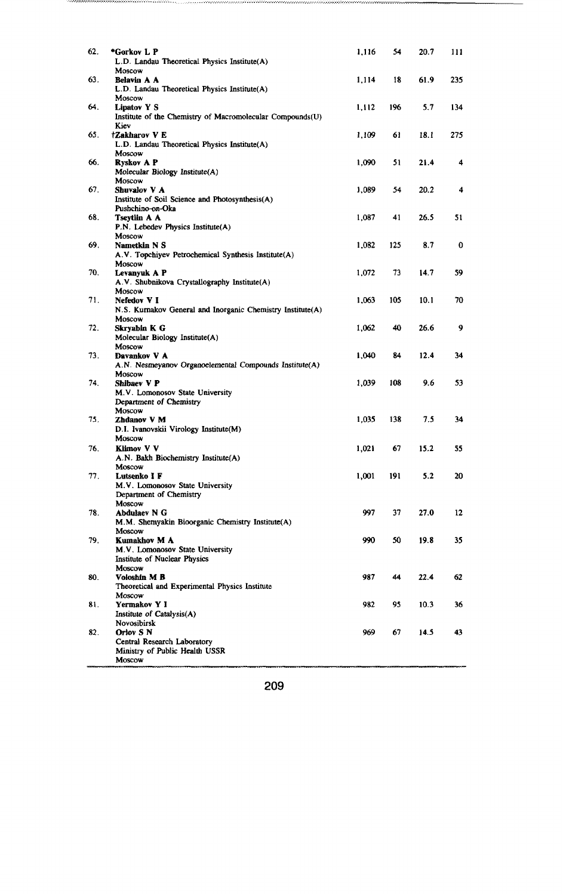| | | | | | |
|---|---|---|---|---|---|
| 62. | **\*Gorkov L P**<br>L.D. Landau Theoretical Physics Institute(A)<br>Moscow | 1,116 | 54 | 20.7 | 111 |
| 63. | **Belavin A A**<br>L.D. Landau Theoretical Physics Institute(A)<br>Moscow | 1,114 | 18 | 61.9 | 235 |
| 64. | **Lipatov Y S**<br>Institute of the Chemistry of Macromolecular Compounds(U)<br>Kiev | 1,112 | 196 | 5.7 | 134 |
| 65. | **†Zakharov V E**<br>L.D. Landau Theoretical Physics Institute(A)<br>Moscow | 1,109 | 61 | 18.1 | 275 |
| 66. | **Ryskov A P**<br>Molecular Biology Institute(A)<br>Moscow | 1,090 | 51 | 21.4 | 4 |
| 67. | **Shuvalov V A**<br>Institute of Soil Science and Photosynthesis(A)<br>Pushchino-on-Oka | 1,089 | 54 | 20.2 | 4 |
| 68. | **Tseytlin A A**<br>P.N. Lebedev Physics Institute(A)<br>Moscow | 1,087 | 41 | 26.5 | 51 |
| 69. | **Nametkin N S**<br>A.V. Topchiyev Petrochemical Synthesis Institute(A)<br>Moscow | 1,082 | 125 | 8.7 | 0 |
| 70. | **Levanyuk A P**<br>A.V. Shubnikova Crystallography Institute(A)<br>Moscow | 1,072 | 73 | 14.7 | 59 |
| 71. | **Nefedov V I**<br>N.S. Kurnakov General and Inorganic Chemistry Institute(A)<br>Moscow | 1,063 | 105 | 10.1 | 70 |
| 72. | **Skryabin K G**<br>Molecular Biology Institute(A)<br>Moscow | 1,062 | 40 | 26.6 | 9 |
| 73. | **Davankov V A**<br>A.N. Nesmeyanov Organoelemental Compounds Institute(A)<br>Moscow | 1,040 | 84 | 12.4 | 34 |
| 74. | **Shibaev V P**<br>M.V. Lomonosov State University<br>Department of Chemistry<br>Moscow | 1,039 | 108 | 9.6 | 53 |
| 75. | **Zhdanov V M**<br>D.I. Ivanovskii Virology Institute(M)<br>Moscow | 1,035 | 138 | 7.5 | 34 |
| 76. | **Klimov V V**<br>A.N. Bakh Biochemistry Institute(A)<br>Moscow | 1,021 | 67 | 15.2 | 55 |
| 77. | **Lutsenko I F**<br>M.V. Lomonosov State University<br>Department of Chemistry<br>Moscow | 1,001 | 191 | 5.2 | 20 |
| 78. | **Abdulaev N G**<br>M.M. Shemyakin Bioorganic Chemistry Institute(A)<br>Moscow | 997 | 37 | 27.0 | 12 |
| 79. | **Kumakhov M A**<br>M.V. Lomonosov State University<br>Institute of Nuclear Physics<br>Moscow | 990 | 50 | 19.8 | 35 |
| 80. | **Voloshin M B**<br>Theoretical and Experimental Physics Institute<br>Moscow | 987 | 44 | 22.4 | 62 |
| 81. | **Yermakov Y I**<br>Institute of Catalysis(A)<br>Novosibirsk | 982 | 95 | 10.3 | 36 |
| 82. | **Orlov S N**<br>Central Research Laboratory<br>Ministry of Public Health USSR<br>Moscow | 969 | 67 | 14.5 | 43 |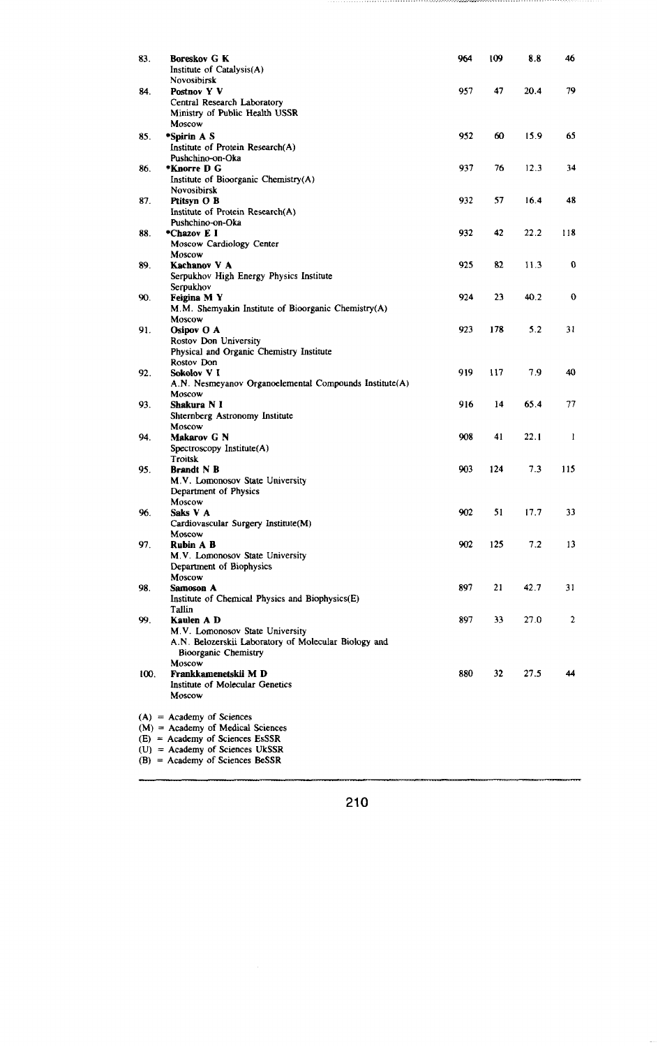| | | | | | |
|---|---|---|---|---|---|
| 83. | **Boreskov G K**<br>Institute of Catalysis(A)<br>Novosibirsk | 964 | 109 | 8.8 | 46 |
| 84. | **Postnov Y V**<br>Central Research Laboratory<br>Ministry of Public Health USSR<br>Moscow | 957 | 47 | 20.4 | 79 |
| 85. | ***Spirin A S**<br>Institute of Protein Research(A)<br>Pushchino-on-Oka | 952 | 60 | 15.9 | 65 |
| 86. | ***Knorre D G**<br>Institute of Bioorganic Chemistry(A)<br>Novosibirsk | 937 | 76 | 12.3 | 34 |
| 87. | **Ptitsyn O B**<br>Institute of Protein Research(A)<br>Pushchino-on-Oka | 932 | 57 | 16.4 | 48 |
| 88. | ***Chazov E I**<br>Moscow Cardiology Center<br>Moscow | 932 | 42 | 22.2 | 118 |
| 89. | **Kachanov V A**<br>Serpukhov High Energy Physics Institute<br>Serpukhov | 925 | 82 | 11.3 | 0 |
| 90. | **Feigina M Y**<br>M.M. Shemyakin Institute of Bioorganic Chemistry(A)<br>Moscow | 924 | 23 | 40.2 | 0 |
| 91. | **Osipov O A**<br>Rostov Don University<br>Physical and Organic Chemistry Institute<br>Rostov Don | 923 | 178 | 5.2 | 31 |
| 92. | **Sokolov V I**<br>A.N. Nesmeyanov Organoelemental Compounds Institute(A)<br>Moscow | 919 | 117 | 7.9 | 40 |
| 93. | **Shakura N I**<br>Shternberg Astronomy Institute<br>Moscow | 916 | 14 | 65.4 | 77 |
| 94. | **Makarov G N**<br>Spectroscopy Institute(A)<br>Troitsk | 908 | 41 | 22.1 | 1 |
| 95. | **Brandt N B**<br>M.V. Lomonosov State University<br>Department of Physics<br>Moscow | 903 | 124 | 7.3 | 115 |
| 96. | **Saks V A**<br>Cardiovascular Surgery Institute(M)<br>Moscow | 902 | 51 | 17.7 | 33 |
| 97. | **Rubin A B**<br>M.V. Lomonosov State University<br>Department of Biophysics<br>Moscow | 902 | 125 | 7.2 | 13 |
| 98. | **Samoson A**<br>Institute of Chemical Physics and Biophysics(E)<br>Tallin | 897 | 21 | 42.7 | 31 |
| 99. | **Kaulen A D**<br>M.V. Lomonosov State University<br>A.N. Belozerskii Laboratory of Molecular Biology and Bioorganic Chemistry<br>Moscow | 897 | 33 | 27.0 | 2 |
| 100. | **Frankkamenetskii M D**<br>Institute of Molecular Genetics<br>Moscow | 880 | 32 | 27.5 | 44 |

(A) = Academy of Sciences
(M) = Academy of Medical Sciences
(E) = Academy of Sciences EsSSR
(U) = Academy of Sciences UkSSR
(B) = Academy of Sciences BeSSR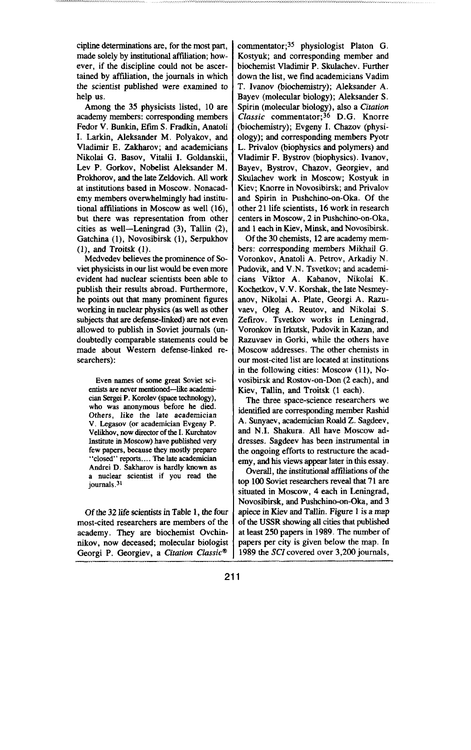cipline determinations are, for the most part, made solely by institutional affiliation; however, if the discipline could not be ascertained by affiliation, the journals in which the scientist published were examined to help us.

Among the 35 physicists listed, 10 are academy members: corresponding members Fedor V. Bunkin, Efim S. Fradkin, Anatoli I. Larkin, Aleksander M. Polyakov, and Vladimir E. Zakharov; and academicians Nikolai G. Basov, Vitalii I. Goldanskii, Lev P. Gorkov, Nobelist Aleksander M. Prokhorov, and the late Zeldovich. All work at institutions based in Moscow. Nonacademy members overwhelmingly had institutional affiliations in Moscow as well (16), but there was representation from other cities as well—Leningrad (3), Tallin (2), Gatchina (1), Novosibirsk (1), Serpukhov (1), and Troitsk (1).

Medvedev believes the prominence of Soviet physicists in our list would be even more evident had nuclear scientists been able to publish their results abroad. Furthermore, he points out that many prominent figures working in nuclear physics (as well as other subjects that are defense-linked) are not even allowed to publish in Soviet journals (undoubtedly comparable statements could be made about Western defense-linked researchers):

> Even names of some great Soviet scientists are never mentioned—like academician Sergei P. Korolev (space technology), who was anonymous before he died. Others, like the late academician V. Legasov (or academician Evgeny P. Velikhov, now director of the I. Kurchatov Institute in Moscow) have published very few papers, because they mostly prepare "closed" reports.... The late academician Andrei D. Sakharov is hardly known as a nuclear scientist if you read the journals.[31]

Of the 32 life scientists in Table 1, the four most-cited researchers are members of the academy. They are biochemist Ovchinnikov, now deceased; molecular biologist Georgi P. Georgiev, a *Citation Classic®* commentator;[35] physiologist Platon G. Kostyuk; and corresponding member and biochemist Vladimir P. Skulachev. Further down the list, we find academicians Vadim T. Ivanov (biochemistry); Aleksander A. Bayev (molecular biology); Aleksander S. Spirin (molecular biology), also a *Citation Classic* commentator;[36] D.G. Knorre (biochemistry); Evgeny I. Chazov (physiology); and corresponding members Pyotr L. Privalov (biophysics and polymers) and Vladimir F. Bystrov (biophysics). Ivanov, Bayev, Bystrov, Chazov, Georgiev, and Skulachev work in Moscow; Kostyuk in Kiev; Knorre in Novosibirsk; and Privalov and Spirin in Pushchino-on-Oka. Of the other 21 life scientists, 16 work in research centers in Moscow, 2 in Pushchino-on-Oka, and 1 each in Kiev, Minsk, and Novosibirsk.

Of the 30 chemists, 12 are academy members: corresponding members Mikhail G. Voronkov, Anatoli A. Petrov, Arkadiy N. Pudovik, and V.N. Tsvetkov; and academicians Viktor A. Kabanov, Nikolai K. Kochetkov, V.V. Korshak, the late Nesmeyanov, Nikolai A. Plate, Georgi A. Razuvaev, Oleg A. Reutov, and Nikolai S. Zefirov. Tsvetkov works in Leningrad, Voronkov in Irkutsk, Pudovik in Kazan, and Razuvaev in Gorki, while the others have Moscow addresses. The other chemists in our most-cited list are located at institutions in the following cities: Moscow (11), Novosibirsk and Rostov-on-Don (2 each), and Kiev, Tallin, and Troitsk (1 each).

The three space-science researchers we identified are corresponding member Rashid A. Sunyaev, academician Roald Z. Sagdeev, and N.I. Shakura. All have Moscow addresses. Sagdeev has been instrumental in the ongoing efforts to restructure the academy, and his views appear later in this essay.

Overall, the institutional affiliations of the top 100 Soviet researchers reveal that 71 are situated in Moscow, 4 each in Leningrad, Novosibirsk, and Pushchino-on-Oka, and 3 apiece in Kiev and Tallin. Figure 1 is a map of the USSR showing all cities that published at least 250 papers in 1989. The number of papers per city is given below the map. In 1989 the *SCI* covered over 3,200 journals,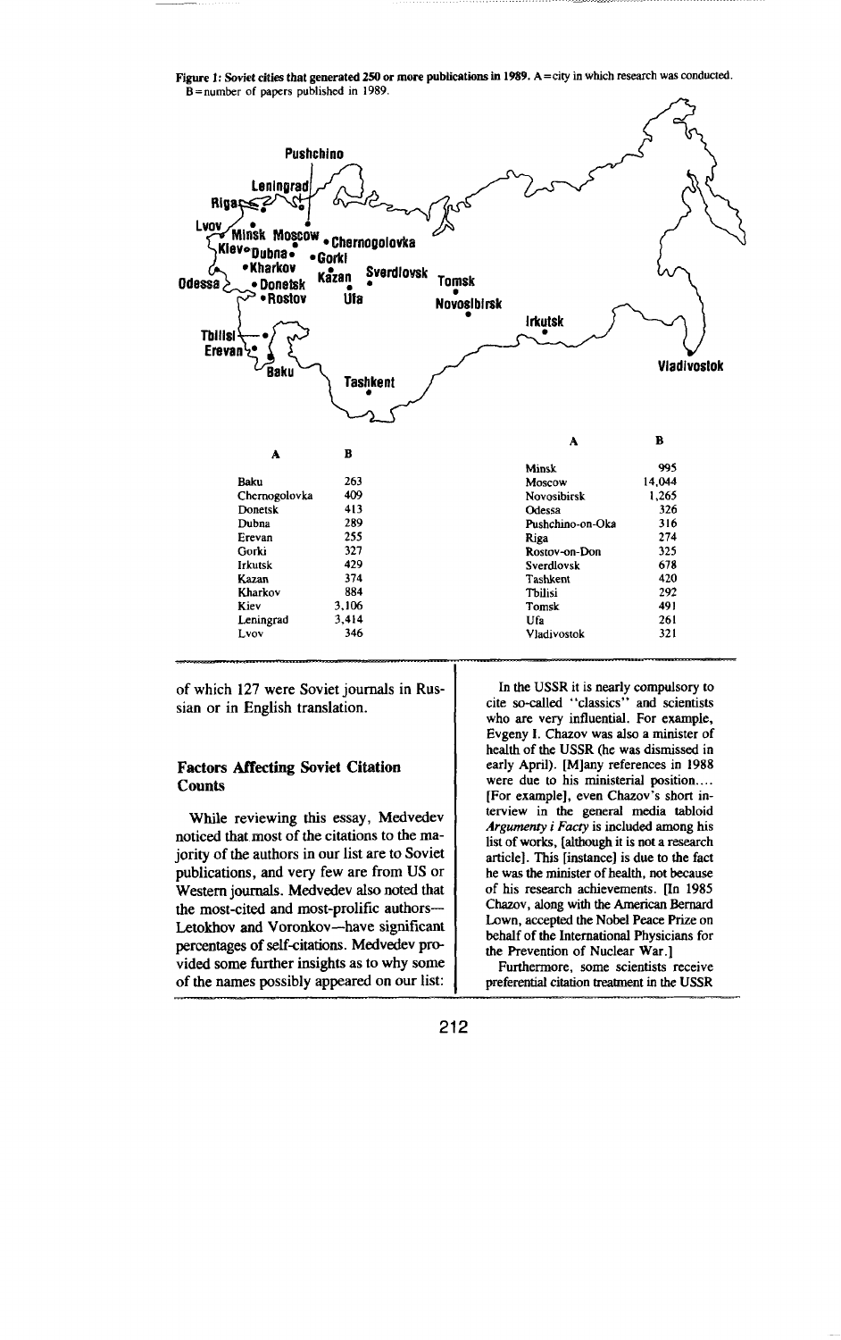Figure 1: Soviet cities that generated 250 or more publications in 1989. A = city in which research was conducted. B = number of papers published in 1989.

| A | B |
|---|---|
| Baku | 263 |
| Chernogolovka | 409 |
| Donetsk | 413 |
| Dubna | 289 |
| Erevan | 255 |
| Gorki | 327 |
| Irkutsk | 429 |
| Kazan | 374 |
| Kharkov | 884 |
| Kiev | 3,106 |
| Leningrad | 3,414 |
| Lvov | 346 |
| Minsk | 995 |
| Moscow | 14,044 |
| Novosibirsk | 1,265 |
| Odessa | 326 |
| Pushchino-on-Oka | 316 |
| Riga | 274 |
| Rostov-on-Don | 325 |
| Sverdlovsk | 678 |
| Tashkent | 420 |
| Tbilisi | 292 |
| Tomsk | 491 |
| Ufa | 261 |
| Vladivostok | 321 |

of which 127 were Soviet journals in Russian or in English translation.

## Factors Affecting Soviet Citation Counts

While reviewing this essay, Medvedev noticed that most of the citations to the majority of the authors in our list are to Soviet publications, and very few are from US or Western journals. Medvedev also noted that the most-cited and most-prolific authors—Letokhov and Voronkov—have significant percentages of self-citations. Medvedev provided some further insights as to why some of the names possibly appeared on our list:

In the USSR it is nearly compulsory to cite so-called "classics" and scientists who are very influential. For example, Evgeny I. Chazov was also a minister of health of the USSR (he was dismissed in early April). [M]any references in 1988 were due to his ministerial position.... [For example], even Chazov's short interview in the general media tabloid *Argumenty i Facty* is included among his list of works, [although it is not a research article]. This [instance] is due to the fact he was the minister of health, not because of his research achievements. [In 1985 Chazov, along with the American Bernard Lown, accepted the Nobel Peace Prize on behalf of the International Physicians for the Prevention of Nuclear War.]

Furthermore, some scientists receive preferential citation treatment in the USSR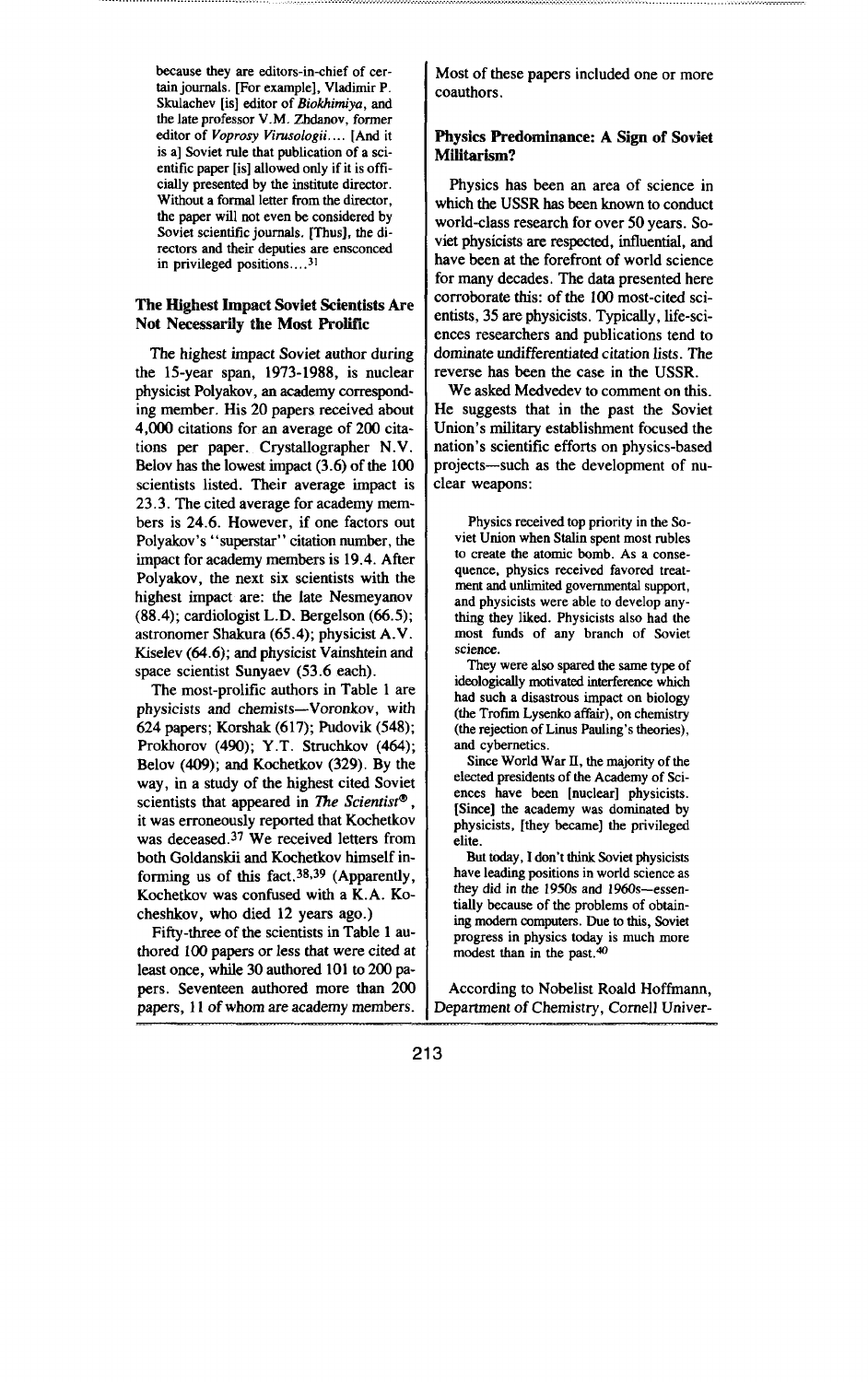because they are editors-in-chief of certain journals. [For example], Vladimir P. Skulachev [is] editor of *Biokhimiya*, and the late professor V.M. Zhdanov, former editor of *Voprosy Virusologii*.... [And it is a] Soviet rule that publication of a scientific paper [is] allowed only if it is officially presented by the institute director. Without a formal letter from the director, the paper will not even be considered by Soviet scientific journals. [Thus], the directors and their deputies are ensconced in privileged positions....[31]

### The Highest Impact Soviet Scientists Are Not Necessarily the Most Prolific

The highest impact Soviet author during the 15-year span, 1973-1988, is nuclear physicist Polyakov, an academy corresponding member. His 20 papers received about 4,000 citations for an average of 200 citations per paper. Crystallographer N.V. Belov has the lowest impact (3.6) of the 100 scientists listed. Their average impact is 23.3. The cited average for academy members is 24.6. However, if one factors out Polyakov's "superstar" citation number, the impact for academy members is 19.4. After Polyakov, the next six scientists with the highest impact are: the late Nesmeyanov (88.4); cardiologist L.D. Bergelson (66.5); astronomer Shakura (65.4); physicist A.V. Kiselev (64.6); and physicist Vainshtein and space scientist Sunyaev (53.6 each).

The most-prolific authors in Table 1 are physicists and chemists—Voronkov, with 624 papers; Korshak (617); Pudovik (548); Prokhorov (490); Y.T. Struchkov (464); Belov (409); and Kochetkov (329). By the way, in a study of the highest cited Soviet scientists that appeared in *The Scientist®*, it was erroneously reported that Kochetkov was deceased.[37] We received letters from both Goldanskii and Kochetkov himself informing us of this fact.[38,39] (Apparently, Kochetkov was confused with a K.A. Kocheshkov, who died 12 years ago.)

Fifty-three of the scientists in Table 1 authored 100 papers or less that were cited at least once, while 30 authored 101 to 200 papers. Seventeen authored more than 200 papers, 11 of whom are academy members. Most of these papers included one or more coauthors.

### Physics Predominance: A Sign of Soviet Militarism?

Physics has been an area of science in which the USSR has been known to conduct world-class research for over 50 years. Soviet physicists are respected, influential, and have been at the forefront of world science for many decades. The data presented here corroborate this: of the 100 most-cited scientists, 35 are physicists. Typically, life-sciences researchers and publications tend to dominate undifferentiated citation lists. The reverse has been the case in the USSR.

We asked Medvedev to comment on this. He suggests that in the past the Soviet Union's military establishment focused the nation's scientific efforts on physics-based projects—such as the development of nuclear weapons:

> Physics received top priority in the Soviet Union when Stalin spent most rubles to create the atomic bomb. As a consequence, physics received favored treatment and unlimited governmental support, and physicists were able to develop anything they liked. Physicists also had the most funds of any branch of Soviet science.
>
> They were also spared the same type of ideologically motivated interference which had such a disastrous impact on biology (the Trofim Lysenko affair), on chemistry (the rejection of Linus Pauling's theories), and cybernetics.
>
> Since World War II, the majority of the elected presidents of the Academy of Sciences have been [nuclear] physicists. [Since] the academy was dominated by physicists, [they became] the privileged elite.
>
> But today, I don't think Soviet physicists have leading positions in world science as they did in the 1950s and 1960s—essentially because of the problems of obtaining modern computers. Due to this, Soviet progress in physics today is much more modest than in the past.[40]

According to Nobelist Roald Hoffmann, Department of Chemistry, Cornell Univer-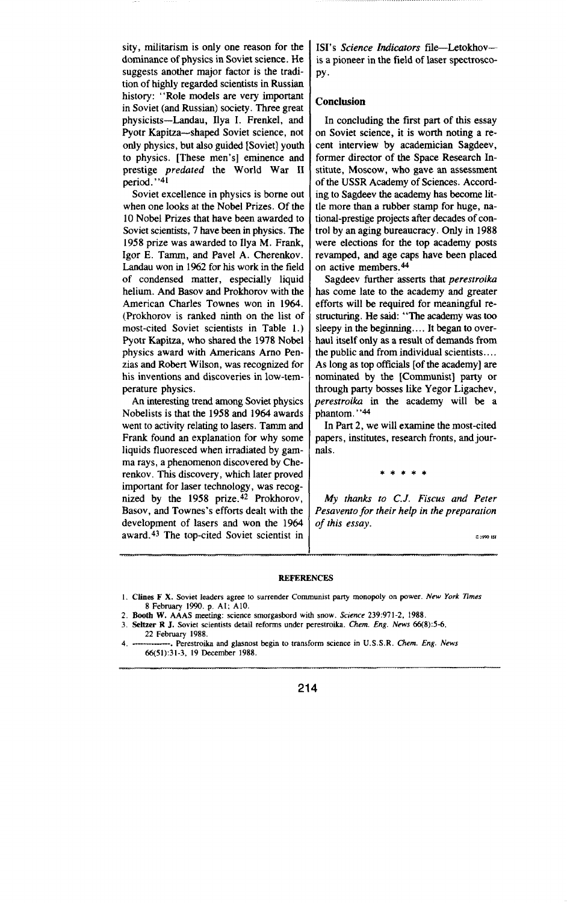sity, militarism is only one reason for the dominance of physics in Soviet science. He suggests another major factor is the tradition of highly regarded scientists in Russian history: "Role models are very important in Soviet (and Russian) society. Three great physicists—Landau, Ilya I. Frenkel, and Pyotr Kapitza—shaped Soviet science, not only physics, but also guided [Soviet] youth to physics. [These men's] eminence and prestige *predated* the World War II period."[41]

Soviet excellence in physics is borne out when one looks at the Nobel Prizes. Of the 10 Nobel Prizes that have been awarded to Soviet scientists, 7 have been in physics. The 1958 prize was awarded to Ilya M. Frank, Igor E. Tamm, and Pavel A. Cherenkov. Landau won in 1962 for his work in the field of condensed matter, especially liquid helium. And Basov and Prokhorov with the American Charles Townes won in 1964. (Prokhorov is ranked ninth on the list of most-cited Soviet scientists in Table 1.) Pyotr Kapitza, who shared the 1978 Nobel physics award with Americans Arno Penzias and Robert Wilson, was recognized for his inventions and discoveries in low-temperature physics.

An interesting trend among Soviet physics Nobelists is that the 1958 and 1964 awards went to activity relating to lasers. Tamm and Frank found an explanation for why some liquids fluoresced when irradiated by gamma rays, a phenomenon discovered by Cherenkov. This discovery, which later proved important for laser technology, was recognized by the 1958 prize.[42] Prokhorov, Basov, and Townes's efforts dealt with the development of lasers and won the 1964 award.[43] The top-cited Soviet scientist in ISI's *Science Indicators* file—Letokhov—is a pioneer in the field of laser spectroscopy.

### Conclusion

In concluding the first part of this essay on Soviet science, it is worth noting a recent interview by academician Sagdeev, former director of the Space Research Institute, Moscow, who gave an assessment of the USSR Academy of Sciences. According to Sagdeev the academy has become little more than a rubber stamp for huge, national-prestige projects after decades of control by an aging bureaucracy. Only in 1988 were elections for the top academy posts revamped, and age caps have been placed on active members.[44]

Sagdeev further asserts that *perestroika* has come late to the academy and greater efforts will be required for meaningful restructuring. He said: "The academy was too sleepy in the beginning.... It began to overhaul itself only as a result of demands from the public and from individual scientists.... As long as top officials [of the academy] are nominated by the [Communist] party or through party bosses like Yegor Ligachev, *perestroika* in the academy will be a phantom."[44]

In Part 2, we will examine the most-cited papers, institutes, research fronts, and journals.

\* \* \* \* \*

*My thanks to C.J. Fiscus and Peter Pesavento for their help in the preparation of this essay.*

©1990 ISI

### REFERENCES

1. **Clines F X.** Soviet leaders agree to surrender Communist party monopoly on power. *New York Times* 8 February 1990. p. A1; A10.
2. **Booth W.** AAAS meeting: science smorgasbord with snow. *Science* 239:971-2, 1988.
3. **Seltzer R J.** Soviet scientists detail reforms under perestroika. *Chem. Eng. News* 66(8):5-6, 22 February 1988.
4. ————. Perestroika and glasnost begin to transform science in U.S.S.R. *Chem. Eng. News* 66(51):31-3, 19 December 1988.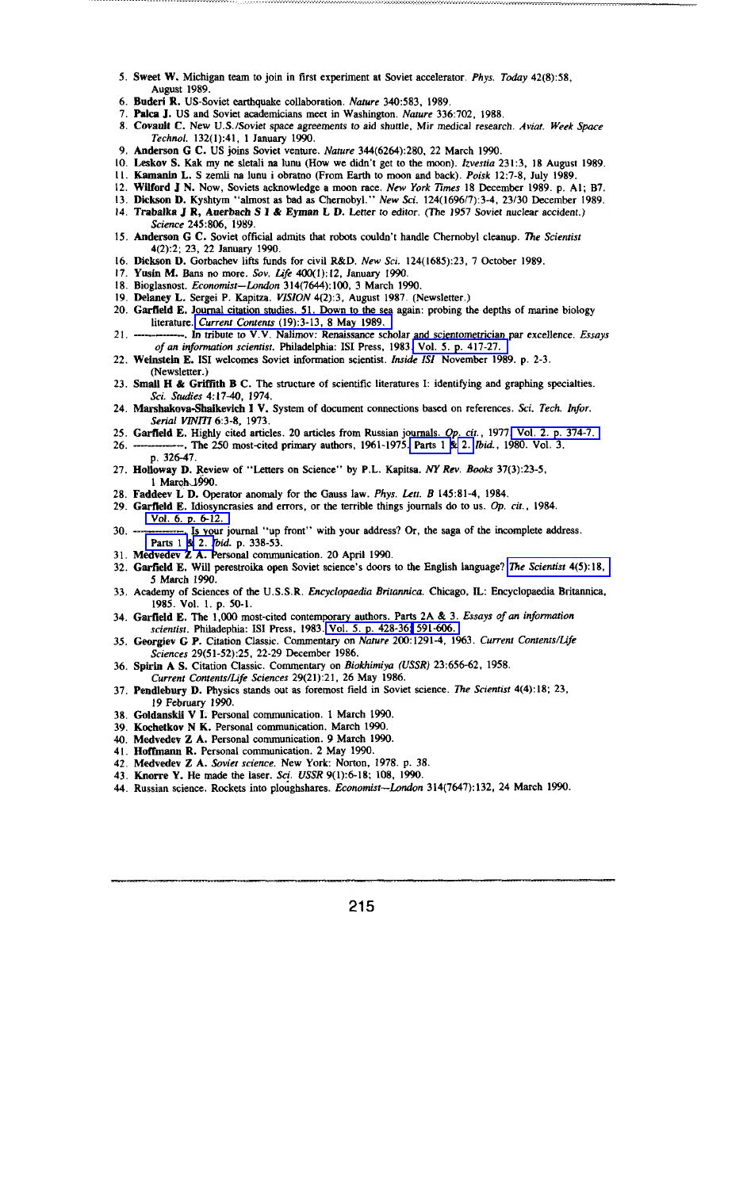5. **Sweet W.** Michigan team to join in first experiment at Soviet accelerator. *Phys. Today* 42(8):58, August 1989.
6. **Buderi R.** US-Soviet earthquake collaboration. *Nature* 340:583, 1989.
7. **Palca J.** US and Soviet academicians meet in Washington. *Nature* 336:702, 1988.
8. **Covault C.** New U.S./Soviet space agreements to aid shuttle, Mir medical research. *Aviat. Week Space Technol.* 132(1):41, 1 January 1990.
9. **Anderson G C.** US joins Soviet venture. *Nature* 344(6264):280, 22 March 1990.
10. **Leskov S.** Kak my ne sletali na lunu (How we didn't get to the moon). *Izvestia* 231:3, 18 August 1989.
11. **Kamanin L.** S zemli na lunu i obratno (From Earth to moon and back). *Poisk* 12:7-8, July 1989.
12. **Wilford J N.** Now, Soviets acknowledge a moon race. *New York Times* 18 December 1989. p. A1; B7.
13. **Dickson D.** Kyshtym "almost as bad as Chernobyl." *New Sci.* 124(1696/7):3-4, 23/30 December 1989.
14. **Trabalka J R, Auerbach S I & Eyman L D.** Letter to editor. (The 1957 Soviet nuclear accident.) *Science* 245:806, 1989.
15. **Anderson G C.** Soviet official admits that robots couldn't handle Chernobyl cleanup. *The Scientist* 4(2):2; 23, 22 January 1990.
16. **Dickson D.** Gorbachev lifts funds for civil R&D. *New Sci.* 124(1685):23, 7 October 1989.
17. **Yusin M.** Bans no more. *Sov. Life* 400(1):12, January 1990.
18. Bioglasnost. *Economist—London* 314(7644):100, 3 March 1990.
19. **Delaney L.** Sergei P. Kapitza. *VISION* 4(2):3, August 1987. (Newsletter.)
20. **Garfield E.** Journal citation studies. 51. Down to the sea again: probing the depths of marine biology literature. *Current Contents* (19):3-13, 8 May 1989.
21. ————. In tribute to V.V. Nalimov: Renaissance scholar and scientometrician par excellence. *Essays of an information scientist.* Philadelphia: ISI Press, 1983. Vol. 5. p. 417-27.
22. **Weinstein E.** ISI welcomes Soviet information scientist. *Inside ISI* November 1989. p. 2-3. (Newsletter.)
23. **Small H & Griffith B C.** The structure of scientific literatures I: identifying and graphing specialties. *Sci. Studies* 4:17-40, 1974.
24. **Marshakova-Shaikevich I V.** System of document connections based on references. *Sci. Tech. Infor. Serial VINITI* 6:3-8, 1973.
25. **Garfield E.** Highly cited articles. 20 articles from Russian journals. *Op. cit.*, 1977. Vol. 2. p. 374-7.
26. ————. The 250 most-cited primary authors, 1961-1975. Parts 1 & 2. *Ibid.*, 1980. Vol. 3. p. 326-47.
27. **Holloway D.** Review of "Letters on Science" by P.L. Kapitsa. *NY Rev. Books* 37(3):23-5, 1 March 1990.
28. **Faddeev L D.** Operator anomaly for the Gauss law. *Phys. Lett. B* 145:81-4, 1984.
29. **Garfield E.** Idiosyncrasies and errors, or the terrible things journals do to us. *Op. cit.*, 1984. Vol. 6. p. 6-12.
30. ————. Is your journal "up front" with your address? Or, the saga of the incomplete address. Parts 1 & 2. *Ibid.* p. 338-53.
31. **Medvedev Z A.** Personal communication. 20 April 1990.
32. **Garfield E.** Will perestroika open Soviet science's doors to the English language? *The Scientist* 4(5):18, 5 March 1990.
33. Academy of Sciences of the U.S.S.R. *Encyclopaedia Britannica.* Chicago, IL: Encyclopaedia Britannica, 1985. Vol. 1. p. 50-1.
34. **Garfield E.** The 1,000 most-cited contemporary authors. Parts 2A & 3. *Essays of an information scientist.* Philadephia: ISI Press, 1983. Vol. 5. p. 428-36; 591-606.
35. **Georgiev G P.** Citation Classic. Commentary on *Nature* 200:1291-4, 1963. *Current Contents/Life Sciences* 29(51-52):25, 22-29 December 1986.
36. **Spirin A S.** Citation Classic. Commentary on *Biokhimiya (USSR)* 23:656-62, 1958. *Current Contents/Life Sciences* 29(21):21, 26 May 1986.
37. **Pendlebury D.** Physics stands out as foremost field in Soviet science. *The Scientist* 4(4):18; 23, 19 February 1990.
38. **Goldanskii V I.** Personal communication. 1 March 1990.
39. **Kochetkov N K.** Personal communication. March 1990.
40. **Medvedev Z A.** Personal communication. 9 March 1990.
41. **Hoffmann R.** Personal communication. 2 May 1990.
42. **Medvedev Z A.** *Soviet science.* New York: Norton, 1978. p. 38.
43. **Knorre Y.** He made the laser. *Sci. USSR* 9(1):6-18; 108, 1990.
44. Russian science. Rockets into ploughshares. *Economist—London* 314(7647):132, 24 March 1990.